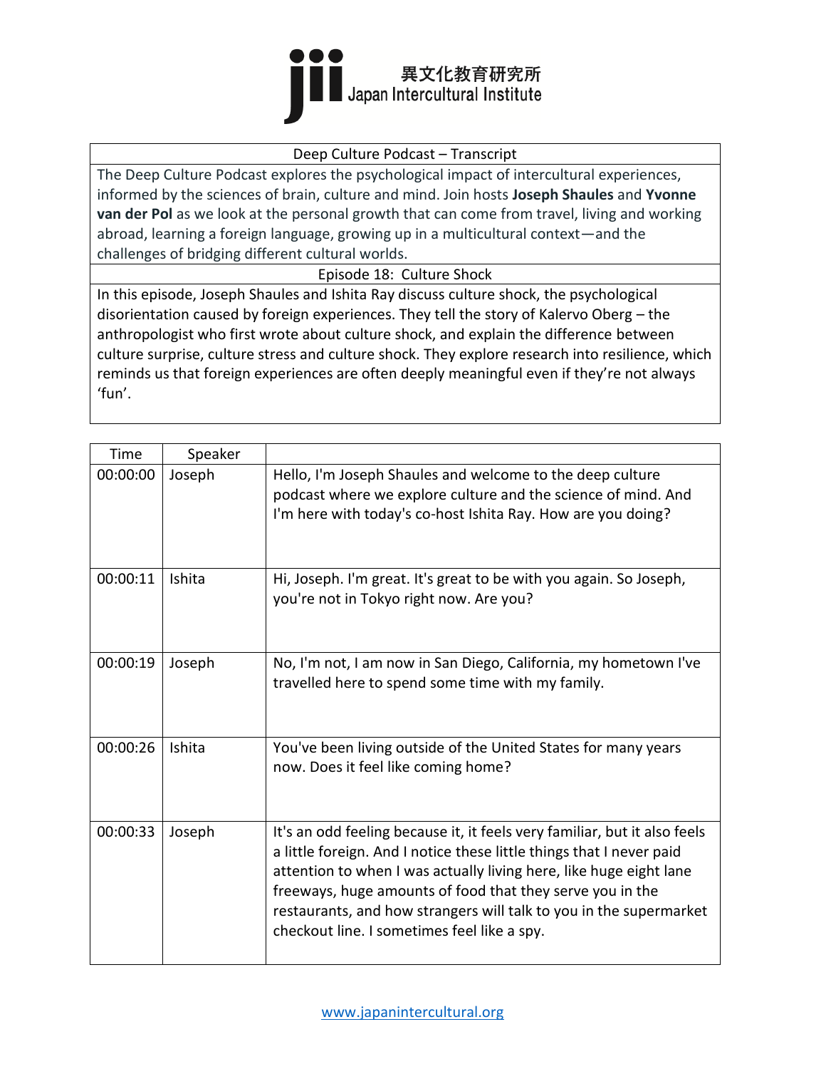異文化教育研究所
Japan Intercultural Institute

| Deep Culture Podcast – Transcript |
| --- |
| The Deep Culture Podcast explores the psychological impact of intercultural experiences, informed by the sciences of brain, culture and mind. Join hosts **Joseph Shaules** and **Yvonne van der Pol** as we look at the personal growth that can come from travel, living and working abroad, learning a foreign language, growing up in a multicultural context—and the challenges of bridging different cultural worlds. |
| Episode 18: Culture Shock |
| In this episode, Joseph Shaules and Ishita Ray discuss culture shock, the psychological disorientation caused by foreign experiences. They tell the story of Kalervo Oberg – the anthropologist who first wrote about culture shock, and explain the difference between culture surprise, culture stress and culture shock. They explore research into resilience, which reminds us that foreign experiences are often deeply meaningful even if they're not always 'fun'. |

| Time | Speaker | |
| --- | --- | --- |
| 00:00:00 | Joseph | Hello, I'm Joseph Shaules and welcome to the deep culture podcast where we explore culture and the science of mind. And I'm here with today's co-host Ishita Ray. How are you doing? |
| 00:00:11 | Ishita | Hi, Joseph. I'm great. It's great to be with you again. So Joseph, you're not in Tokyo right now. Are you? |
| 00:00:19 | Joseph | No, I'm not, I am now in San Diego, California, my hometown I've travelled here to spend some time with my family. |
| 00:00:26 | Ishita | You've been living outside of the United States for many years now. Does it feel like coming home? |
| 00:00:33 | Joseph | It's an odd feeling because it, it feels very familiar, but it also feels a little foreign. And I notice these little things that I never paid attention to when I was actually living here, like huge eight lane freeways, huge amounts of food that they serve you in the restaurants, and how strangers will talk to you in the supermarket checkout line. I sometimes feel like a spy. |

www.japanintercultural.org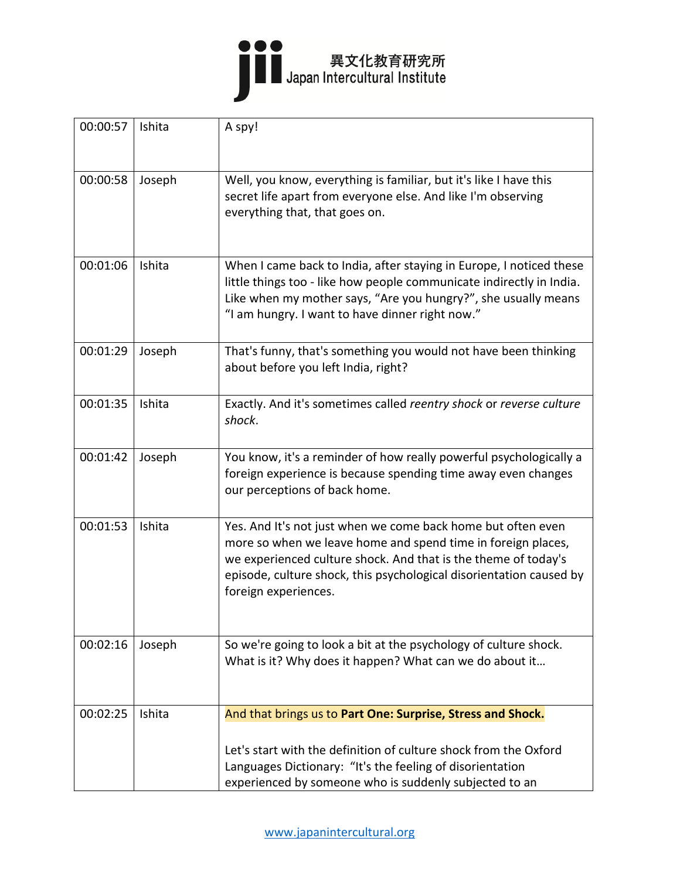| 00:00:57 | Ishita | A spy! |
|---|---|---|
| 00:00:58 | Joseph | Well, you know, everything is familiar, but it's like I have this secret life apart from everyone else. And like I'm observing everything that, that goes on. |
| 00:01:06 | Ishita | When I came back to India, after staying in Europe, I noticed these little things too - like how people communicate indirectly in India. Like when my mother says, “Are you hungry?”, she usually means “I am hungry. I want to have dinner right now.” |
| 00:01:29 | Joseph | That's funny, that's something you would not have been thinking about before you left India, right? |
| 00:01:35 | Ishita | Exactly. And it's sometimes called *reentry shock* or *reverse culture shock*. |
| 00:01:42 | Joseph | You know, it's a reminder of how really powerful psychologically a foreign experience is because spending time away even changes our perceptions of back home. |
| 00:01:53 | Ishita | Yes. And It's not just when we come back home but often even more so when we leave home and spend time in foreign places, we experienced culture shock. And that is the theme of today's episode, culture shock, this psychological disorientation caused by foreign experiences. |
| 00:02:16 | Joseph | So we're going to look a bit at the psychology of culture shock. What is it? Why does it happen? What can we do about it… |
| 00:02:25 | Ishita | And that brings us to **Part One: Surprise, Stress and Shock.** <br><br> Let's start with the definition of culture shock from the Oxford Languages Dictionary: “It's the feeling of disorientation experienced by someone who is suddenly subjected to an |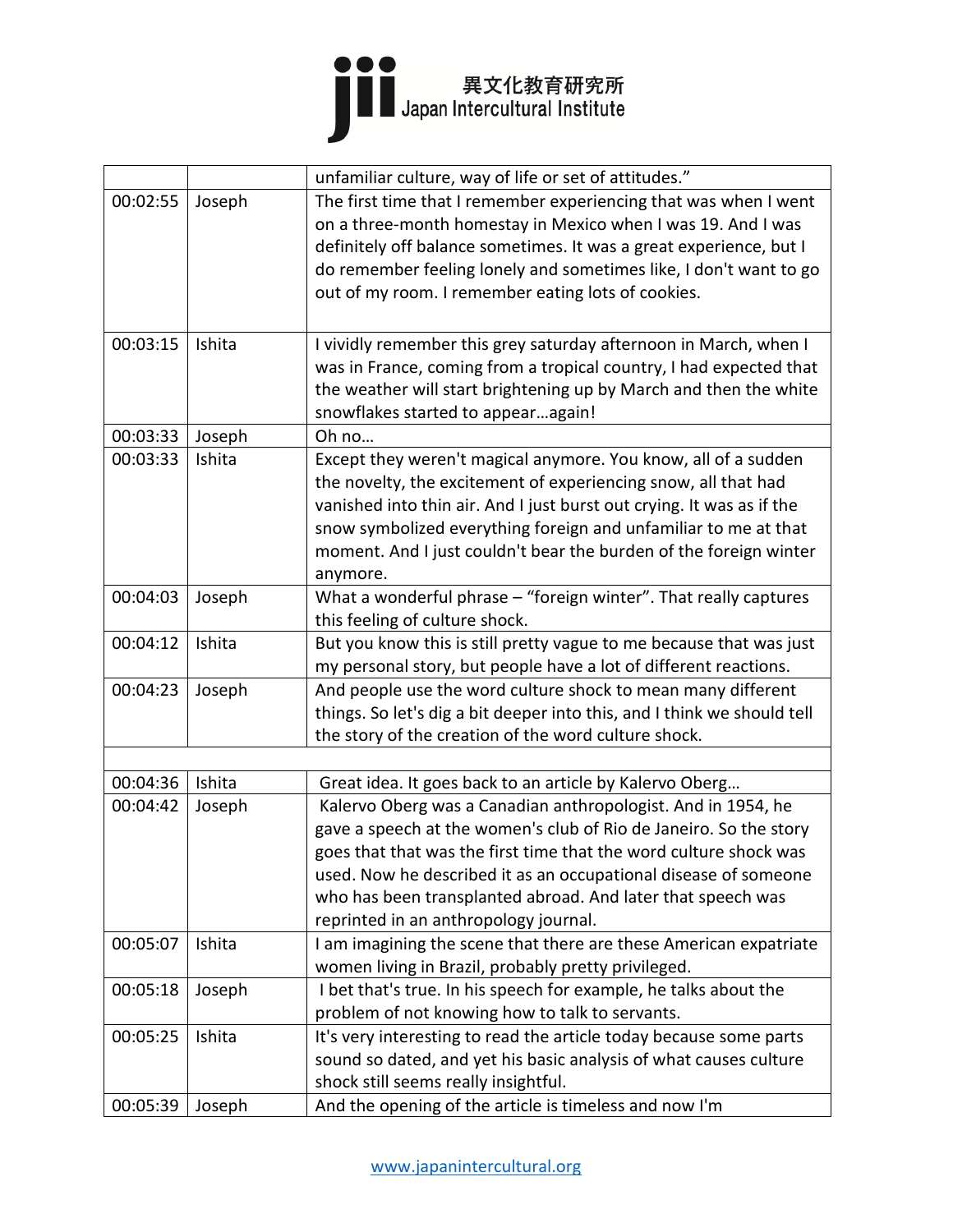| | | |
|---|---|---|
| | | unfamiliar culture, way of life or set of attitudes." |
| 00:02:55 | Joseph | The first time that I remember experiencing that was when I went on a three-month homestay in Mexico when I was 19. And I was definitely off balance sometimes. It was a great experience, but I do remember feeling lonely and sometimes like, I don't want to go out of my room. I remember eating lots of cookies. |
| 00:03:15 | Ishita | I vividly remember this grey saturday afternoon in March, when I was in France, coming from a tropical country, I had expected that the weather will start brightening up by March and then the white snowflakes started to appear…again! |
| 00:03:33 | Joseph | Oh no… |
| 00:03:33 | Ishita | Except they weren't magical anymore. You know, all of a sudden the novelty, the excitement of experiencing snow, all that had vanished into thin air. And I just burst out crying. It was as if the snow symbolized everything foreign and unfamiliar to me at that moment. And I just couldn't bear the burden of the foreign winter anymore. |
| 00:04:03 | Joseph | What a wonderful phrase – "foreign winter". That really captures this feeling of culture shock. |
| 00:04:12 | Ishita | But you know this is still pretty vague to me because that was just my personal story, but people have a lot of different reactions. |
| 00:04:23 | Joseph | And people use the word culture shock to mean many different things. So let's dig a bit deeper into this, and I think we should tell the story of the creation of the word culture shock. |
| | | |
| 00:04:36 | Ishita | Great idea. It goes back to an article by Kalervo Oberg… |
| 00:04:42 | Joseph | Kalervo Oberg was a Canadian anthropologist. And in 1954, he gave a speech at the women's club of Rio de Janeiro. So the story goes that that was the first time that the word culture shock was used. Now he described it as an occupational disease of someone who has been transplanted abroad. And later that speech was reprinted in an anthropology journal. |
| 00:05:07 | Ishita | I am imagining the scene that there are these American expatriate women living in Brazil, probably pretty privileged. |
| 00:05:18 | Joseph | I bet that's true. In his speech for example, he talks about the problem of not knowing how to talk to servants. |
| 00:05:25 | Ishita | It's very interesting to read the article today because some parts sound so dated, and yet his basic analysis of what causes culture shock still seems really insightful. |
| 00:05:39 | Joseph | And the opening of the article is timeless and now I'm |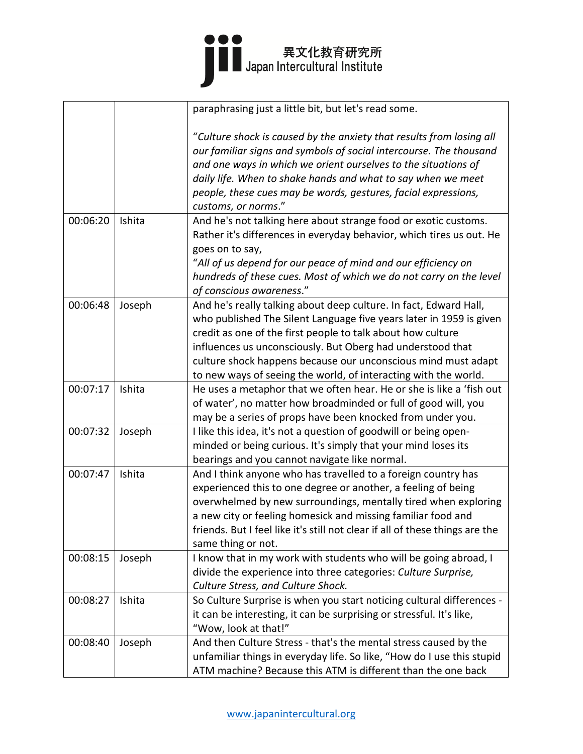| | | |
|---|---|---|
| | | paraphrasing just a little bit, but let's read some.<br><br>"*Culture shock is caused by the anxiety that results from losing all our familiar signs and symbols of social intercourse. The thousand and one ways in which we orient ourselves to the situations of daily life. When to shake hands and what to say when we meet people, these cues may be words, gestures, facial expressions, customs, or norms*." |
| 00:06:20 | Ishita | And he's not talking here about strange food or exotic customs. Rather it's differences in everyday behavior, which tires us out. He goes on to say,<br>"*All of us depend for our peace of mind and our efficiency on hundreds of these cues. Most of which we do not carry on the level of conscious awareness*." |
| 00:06:48 | Joseph | And he's really talking about deep culture. In fact, Edward Hall, who published The Silent Language five years later in 1959 is given credit as one of the first people to talk about how culture influences us unconsciously. But Oberg had understood that culture shock happens because our unconscious mind must adapt to new ways of seeing the world, of interacting with the world. |
| 00:07:17 | Ishita | He uses a metaphor that we often hear. He or she is like a 'fish out of water', no matter how broadminded or full of good will, you may be a series of props have been knocked from under you. |
| 00:07:32 | Joseph | I like this idea, it's not a question of goodwill or being open-minded or being curious. It's simply that your mind loses its bearings and you cannot navigate like normal. |
| 00:07:47 | Ishita | And I think anyone who has travelled to a foreign country has experienced this to one degree or another, a feeling of being overwhelmed by new surroundings, mentally tired when exploring a new city or feeling homesick and missing familiar food and friends. But I feel like it's still not clear if all of these things are the same thing or not. |
| 00:08:15 | Joseph | I know that in my work with students who will be going abroad, I divide the experience into three categories: *Culture Surprise, Culture Stress, and Culture Shock.* |
| 00:08:27 | Ishita | So Culture Surprise is when you start noticing cultural differences - it can be interesting, it can be surprising or stressful. It's like, "Wow, look at that!" |
| 00:08:40 | Joseph | And then Culture Stress - that's the mental stress caused by the unfamiliar things in everyday life. So like, "How do I use this stupid ATM machine? Because this ATM is different than the one back |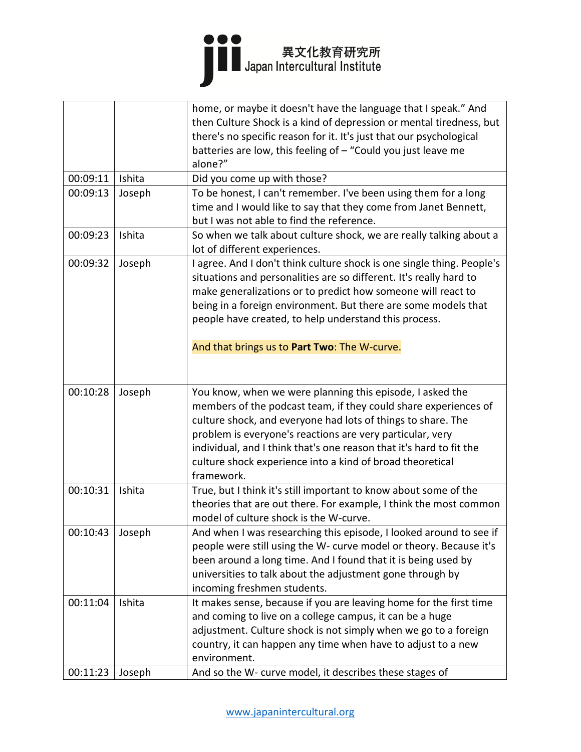| | | |
|---|---|---|
| | | home, or maybe it doesn't have the language that I speak." And then Culture Shock is a kind of depression or mental tiredness, but there's no specific reason for it. It's just that our psychological batteries are low, this feeling of – "Could you just leave me alone?" |
| 00:09:11 | Ishita | Did you come up with those? |
| 00:09:13 | Joseph | To be honest, I can't remember. I've been using them for a long time and I would like to say that they come from Janet Bennett, but I was not able to find the reference. |
| 00:09:23 | Ishita | So when we talk about culture shock, we are really talking about a lot of different experiences. |
| 00:09:32 | Joseph | I agree. And I don't think culture shock is one single thing. People's situations and personalities are so different. It's really hard to make generalizations or to predict how someone will react to being in a foreign environment. But there are some models that people have created, to help understand this process.<br><br>And that brings us to **Part Two**: The W-curve. |
| 00:10:28 | Joseph | You know, when we were planning this episode, I asked the members of the podcast team, if they could share experiences of culture shock, and everyone had lots of things to share. The problem is everyone's reactions are very particular, very individual, and I think that's one reason that it's hard to fit the culture shock experience into a kind of broad theoretical framework. |
| 00:10:31 | Ishita | True, but I think it's still important to know about some of the theories that are out there. For example, I think the most common model of culture shock is the W-curve. |
| 00:10:43 | Joseph | And when I was researching this episode, I looked around to see if people were still using the W- curve model or theory. Because it's been around a long time. And I found that it is being used by universities to talk about the adjustment gone through by incoming freshmen students. |
| 00:11:04 | Ishita | It makes sense, because if you are leaving home for the first time and coming to live on a college campus, it can be a huge adjustment. Culture shock is not simply when we go to a foreign country, it can happen any time when have to adjust to a new environment. |
| 00:11:23 | Joseph | And so the W- curve model, it describes these stages of |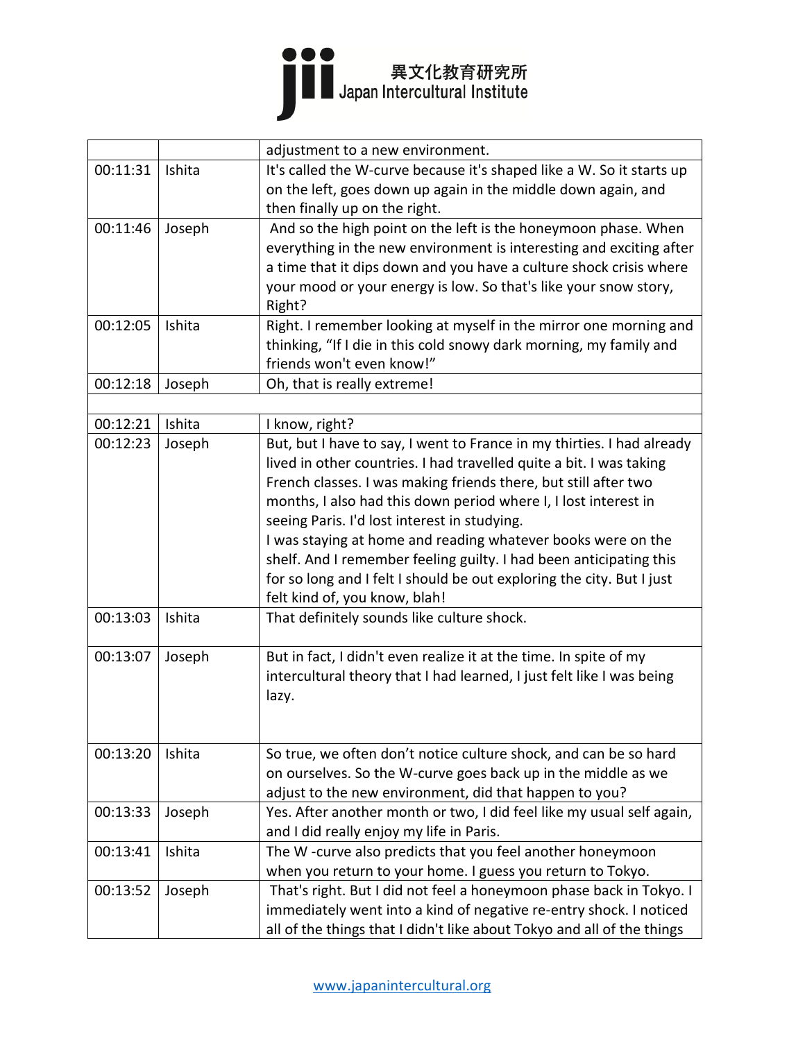| | | |
|---|---|---|
| | | adjustment to a new environment. |
| 00:11:31 | Ishita | It's called the W-curve because it's shaped like a W. So it starts up on the left, goes down up again in the middle down again, and then finally up on the right. |
| 00:11:46 | Joseph | And so the high point on the left is the honeymoon phase. When everything in the new environment is interesting and exciting after a time that it dips down and you have a culture shock crisis where your mood or your energy is low. So that's like your snow story, Right? |
| 00:12:05 | Ishita | Right. I remember looking at myself in the mirror one morning and thinking, "If I die in this cold snowy dark morning, my family and friends won't even know!" |
| 00:12:18 | Joseph | Oh, that is really extreme! |
| | | |
| 00:12:21 | Ishita | I know, right? |
| 00:12:23 | Joseph | But, but I have to say, I went to France in my thirties. I had already lived in other countries. I had travelled quite a bit. I was taking French classes. I was making friends there, but still after two months, I also had this down period where I, I lost interest in seeing Paris. I'd lost interest in studying. I was staying at home and reading whatever books were on the shelf. And I remember feeling guilty. I had been anticipating this for so long and I felt I should be out exploring the city. But I just felt kind of, you know, blah! |
| 00:13:03 | Ishita | That definitely sounds like culture shock. |
| 00:13:07 | Joseph | But in fact, I didn't even realize it at the time. In spite of my intercultural theory that I had learned, I just felt like I was being lazy. |
| 00:13:20 | Ishita | So true, we often don't notice culture shock, and can be so hard on ourselves. So the W-curve goes back up in the middle as we adjust to the new environment, did that happen to you? |
| 00:13:33 | Joseph | Yes. After another month or two, I did feel like my usual self again, and I did really enjoy my life in Paris. |
| 00:13:41 | Ishita | The W -curve also predicts that you feel another honeymoon when you return to your home. I guess you return to Tokyo. |
| 00:13:52 | Joseph | That's right. But I did not feel a honeymoon phase back in Tokyo. I immediately went into a kind of negative re-entry shock. I noticed all of the things that I didn't like about Tokyo and all of the things |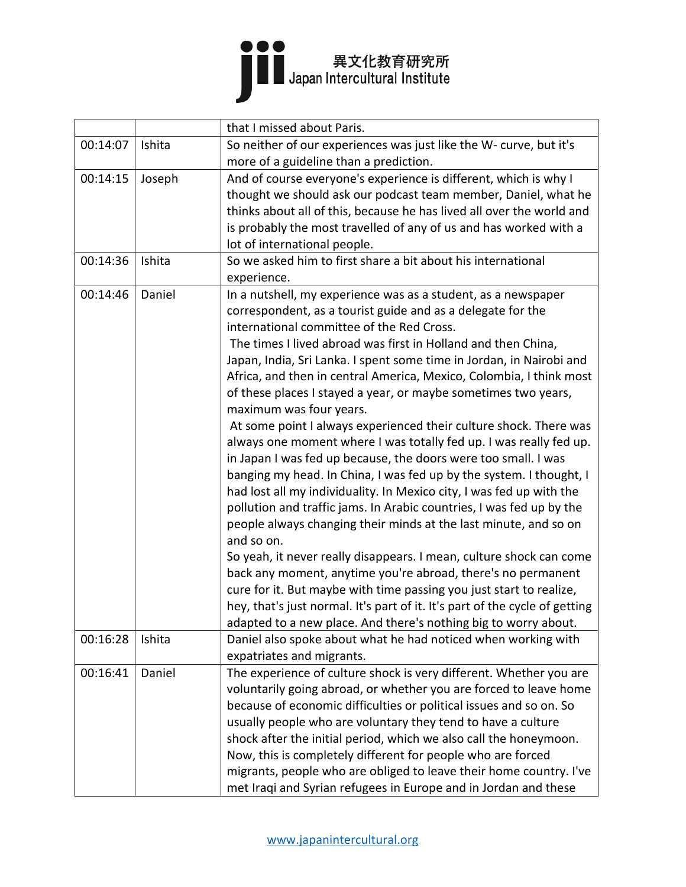| | | that I missed about Paris. |
|---|---|---|
| 00:14:07 | Ishita | So neither of our experiences was just like the W- curve, but it's more of a guideline than a prediction. |
| 00:14:15 | Joseph | And of course everyone's experience is different, which is why I thought we should ask our podcast team member, Daniel, what he thinks about all of this, because he has lived all over the world and is probably the most travelled of any of us and has worked with a lot of international people. |
| 00:14:36 | Ishita | So we asked him to first share a bit about his international experience. |
| 00:14:46 | Daniel | In a nutshell, my experience was as a student, as a newspaper correspondent, as a tourist guide and as a delegate for the international committee of the Red Cross. The times I lived abroad was first in Holland and then China, Japan, India, Sri Lanka. I spent some time in Jordan, in Nairobi and Africa, and then in central America, Mexico, Colombia, I think most of these places I stayed a year, or maybe sometimes two years, maximum was four years. At some point I always experienced their culture shock. There was always one moment where I was totally fed up. I was really fed up. in Japan I was fed up because, the doors were too small. I was banging my head. In China, I was fed up by the system. I thought, I had lost all my individuality. In Mexico city, I was fed up with the pollution and traffic jams. In Arabic countries, I was fed up by the people always changing their minds at the last minute, and so on and so on. So yeah, it never really disappears. I mean, culture shock can come back any moment, anytime you're abroad, there's no permanent cure for it. But maybe with time passing you just start to realize, hey, that's just normal. It's part of it. It's part of the cycle of getting adapted to a new place. And there's nothing big to worry about. |
| 00:16:28 | Ishita | Daniel also spoke about what he had noticed when working with expatriates and migrants. |
| 00:16:41 | Daniel | The experience of culture shock is very different. Whether you are voluntarily going abroad, or whether you are forced to leave home because of economic difficulties or political issues and so on. So usually people who are voluntary they tend to have a culture shock after the initial period, which we also call the honeymoon. Now, this is completely different for people who are forced migrants, people who are obliged to leave their home country. I've met Iraqi and Syrian refugees in Europe and in Jordan and these |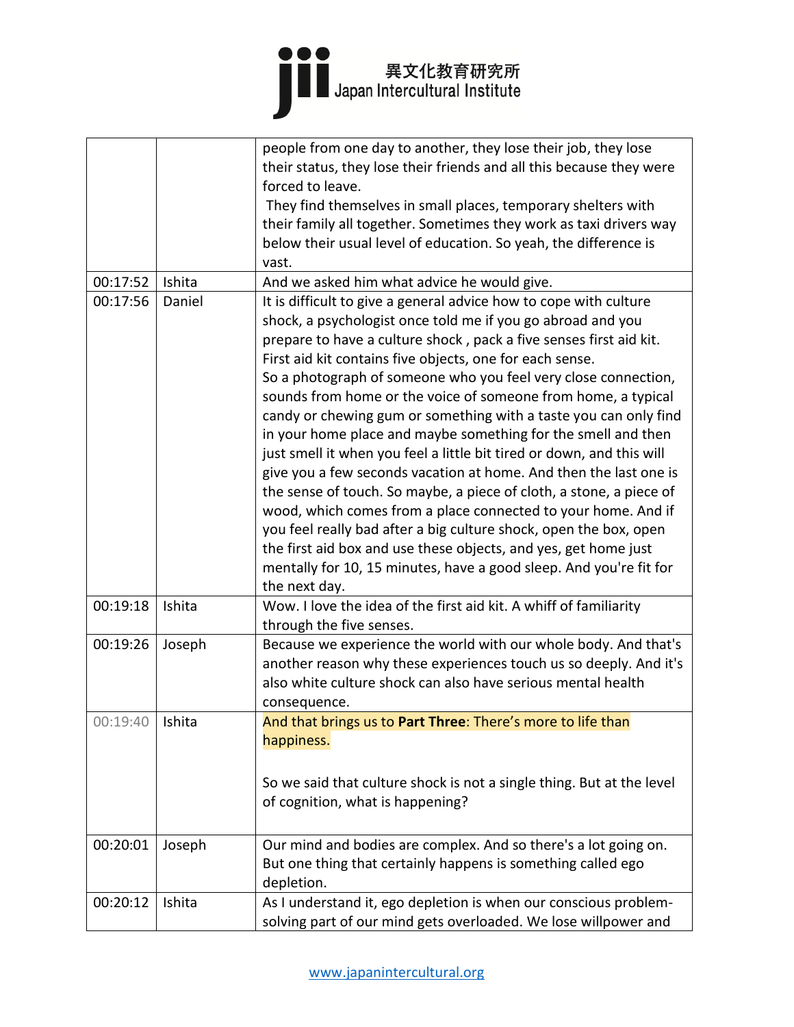| | | people from one day to another, they lose their job, they lose their status, they lose their friends and all this because they were forced to leave.<br>They find themselves in small places, temporary shelters with their family all together. Sometimes they work as taxi drivers way below their usual level of education. So yeah, the difference is vast. |
|---|---|---|
| 00:17:52 | Ishita | And we asked him what advice he would give. |
| 00:17:56 | Daniel | It is difficult to give a general advice how to cope with culture shock, a psychologist once told me if you go abroad and you prepare to have a culture shock , pack a five senses first aid kit. First aid kit contains five objects, one for each sense.<br>So a photograph of someone who you feel very close connection, sounds from home or the voice of someone from home, a typical candy or chewing gum or something with a taste you can only find in your home place and maybe something for the smell and then just smell it when you feel a little bit tired or down, and this will give you a few seconds vacation at home. And then the last one is the sense of touch. So maybe, a piece of cloth, a stone, a piece of wood, which comes from a place connected to your home. And if you feel really bad after a big culture shock, open the box, open the first aid box and use these objects, and yes, get home just mentally for 10, 15 minutes, have a good sleep. And you're fit for the next day. |
| 00:19:18 | Ishita | Wow. I love the idea of the first aid kit. A whiff of familiarity through the five senses. |
| 00:19:26 | Joseph | Because we experience the world with our whole body. And that's another reason why these experiences touch us so deeply. And it's also white culture shock can also have serious mental health consequence. |
| 00:19:40 | Ishita | And that brings us to **Part Three**: There's more to life than happiness.<br><br>So we said that culture shock is not a single thing. But at the level of cognition, what is happening? |
| 00:20:01 | Joseph | Our mind and bodies are complex. And so there's a lot going on. But one thing that certainly happens is something called ego depletion. |
| 00:20:12 | Ishita | As I understand it, ego depletion is when our conscious problem-solving part of our mind gets overloaded. We lose willpower and |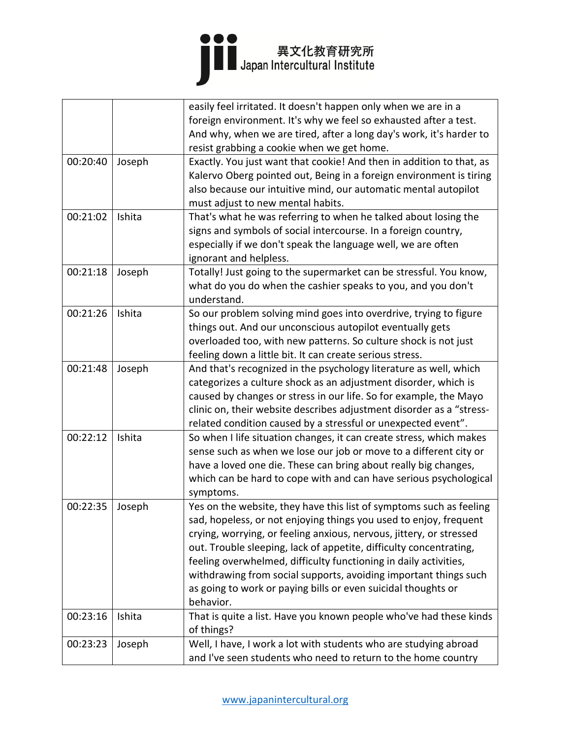| | | |
|---|---|---|
| | | easily feel irritated. It doesn't happen only when we are in a foreign environment. It's why we feel so exhausted after a test. And why, when we are tired, after a long day's work, it's harder to resist grabbing a cookie when we get home. |
| 00:20:40 | Joseph | Exactly. You just want that cookie! And then in addition to that, as Kalervo Oberg pointed out, Being in a foreign environment is tiring also because our intuitive mind, our automatic mental autopilot must adjust to new mental habits. |
| 00:21:02 | Ishita | That's what he was referring to when he talked about losing the signs and symbols of social intercourse. In a foreign country, especially if we don't speak the language well, we are often ignorant and helpless. |
| 00:21:18 | Joseph | Totally! Just going to the supermarket can be stressful. You know, what do you do when the cashier speaks to you, and you don't understand. |
| 00:21:26 | Ishita | So our problem solving mind goes into overdrive, trying to figure things out. And our unconscious autopilot eventually gets overloaded too, with new patterns. So culture shock is not just feeling down a little bit. It can create serious stress. |
| 00:21:48 | Joseph | And that's recognized in the psychology literature as well, which categorizes a culture shock as an adjustment disorder, which is caused by changes or stress in our life. So for example, the Mayo clinic on, their website describes adjustment disorder as a "stress-related condition caused by a stressful or unexpected event". |
| 00:22:12 | Ishita | So when I life situation changes, it can create stress, which makes sense such as when we lose our job or move to a different city or have a loved one die. These can bring about really big changes, which can be hard to cope with and can have serious psychological symptoms. |
| 00:22:35 | Joseph | Yes on the website, they have this list of symptoms such as feeling sad, hopeless, or not enjoying things you used to enjoy, frequent crying, worrying, or feeling anxious, nervous, jittery, or stressed out. Trouble sleeping, lack of appetite, difficulty concentrating, feeling overwhelmed, difficulty functioning in daily activities, withdrawing from social supports, avoiding important things such as going to work or paying bills or even suicidal thoughts or behavior. |
| 00:23:16 | Ishita | That is quite a list. Have you known people who've had these kinds of things? |
| 00:23:23 | Joseph | Well, I have, I work a lot with students who are studying abroad and I've seen students who need to return to the home country |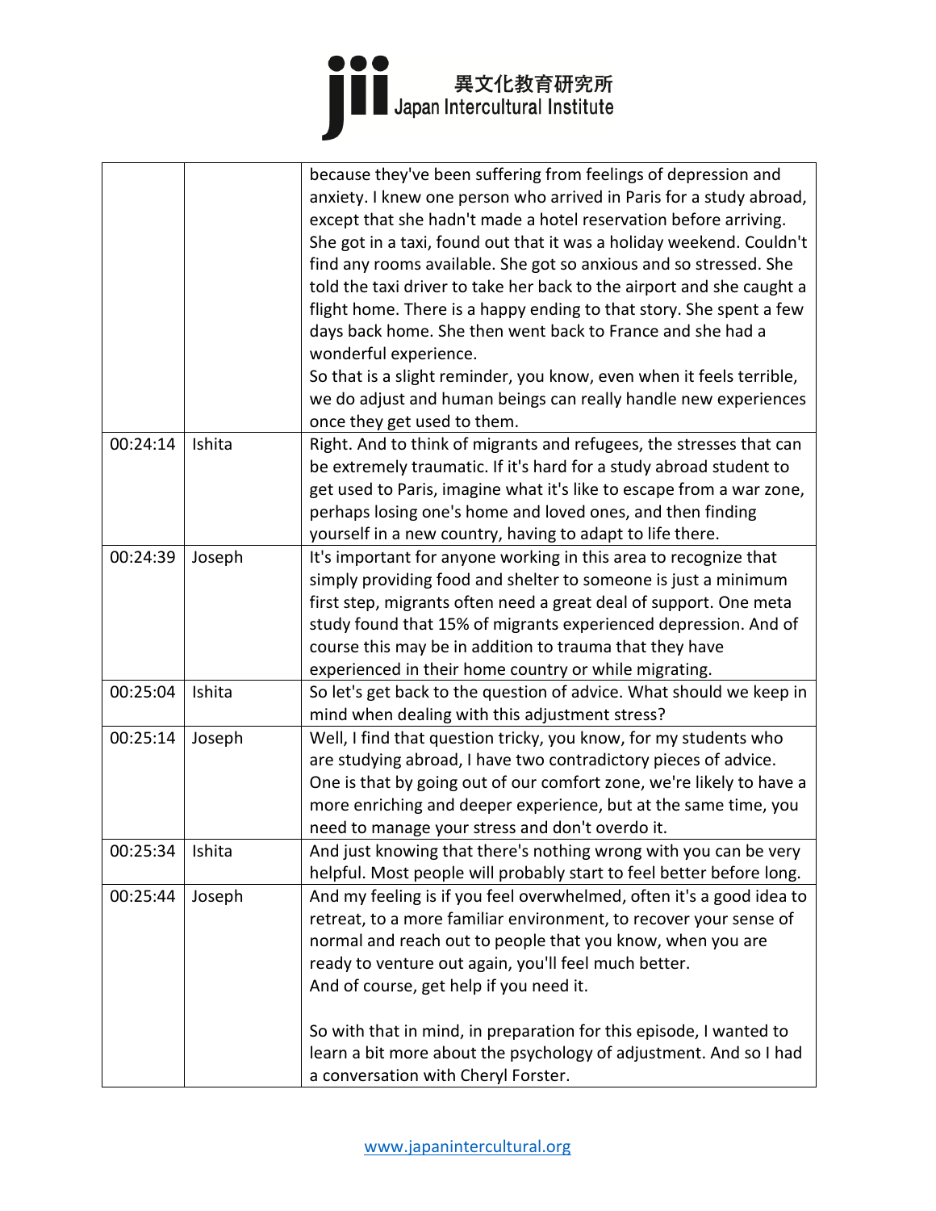| | | |
|---|---|---|
| | | because they've been suffering from feelings of depression and anxiety. I knew one person who arrived in Paris for a study abroad, except that she hadn't made a hotel reservation before arriving. She got in a taxi, found out that it was a holiday weekend. Couldn't find any rooms available. She got so anxious and so stressed. She told the taxi driver to take her back to the airport and she caught a flight home. There is a happy ending to that story. She spent a few days back home. She then went back to France and she had a wonderful experience.<br>So that is a slight reminder, you know, even when it feels terrible, we do adjust and human beings can really handle new experiences once they get used to them. |
| 00:24:14 | Ishita | Right. And to think of migrants and refugees, the stresses that can be extremely traumatic. If it's hard for a study abroad student to get used to Paris, imagine what it's like to escape from a war zone, perhaps losing one's home and loved ones, and then finding yourself in a new country, having to adapt to life there. |
| 00:24:39 | Joseph | It's important for anyone working in this area to recognize that simply providing food and shelter to someone is just a minimum first step, migrants often need a great deal of support. One meta study found that 15% of migrants experienced depression. And of course this may be in addition to trauma that they have experienced in their home country or while migrating. |
| 00:25:04 | Ishita | So let's get back to the question of advice. What should we keep in mind when dealing with this adjustment stress? |
| 00:25:14 | Joseph | Well, I find that question tricky, you know, for my students who are studying abroad, I have two contradictory pieces of advice. One is that by going out of our comfort zone, we're likely to have a more enriching and deeper experience, but at the same time, you need to manage your stress and don't overdo it. |
| 00:25:34 | Ishita | And just knowing that there's nothing wrong with you can be very helpful. Most people will probably start to feel better before long. |
| 00:25:44 | Joseph | And my feeling is if you feel overwhelmed, often it's a good idea to retreat, to a more familiar environment, to recover your sense of normal and reach out to people that you know, when you are ready to venture out again, you'll feel much better.<br>And of course, get help if you need it.<br><br>So with that in mind, in preparation for this episode, I wanted to learn a bit more about the psychology of adjustment. And so I had a conversation with Cheryl Forster. |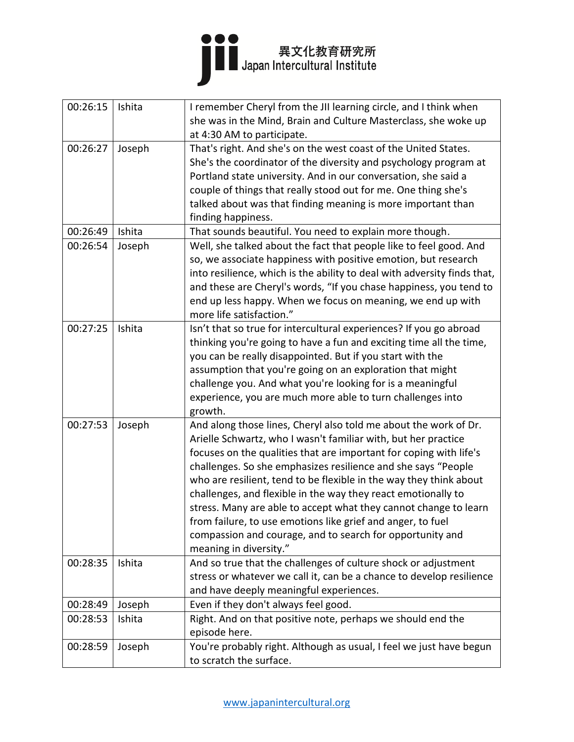| 00:26:15 | Ishita | I remember Cheryl from the JII learning circle, and I think when she was in the Mind, Brain and Culture Masterclass, she woke up at 4:30 AM to participate. |
|---|---|---|
| 00:26:27 | Joseph | That's right. And she's on the west coast of the United States. She's the coordinator of the diversity and psychology program at Portland state university. And in our conversation, she said a couple of things that really stood out for me. One thing she's talked about was that finding meaning is more important than finding happiness. |
| 00:26:49 | Ishita | That sounds beautiful. You need to explain more though. |
| 00:26:54 | Joseph | Well, she talked about the fact that people like to feel good. And so, we associate happiness with positive emotion, but research into resilience, which is the ability to deal with adversity finds that, and these are Cheryl's words, "If you chase happiness, you tend to end up less happy. When we focus on meaning, we end up with more life satisfaction." |
| 00:27:25 | Ishita | Isn't that so true for intercultural experiences? If you go abroad thinking you're going to have a fun and exciting time all the time, you can be really disappointed. But if you start with the assumption that you're going on an exploration that might challenge you. And what you're looking for is a meaningful experience, you are much more able to turn challenges into growth. |
| 00:27:53 | Joseph | And along those lines, Cheryl also told me about the work of Dr. Arielle Schwartz, who I wasn't familiar with, but her practice focuses on the qualities that are important for coping with life's challenges. So she emphasizes resilience and she says "People who are resilient, tend to be flexible in the way they think about challenges, and flexible in the way they react emotionally to stress. Many are able to accept what they cannot change to learn from failure, to use emotions like grief and anger, to fuel compassion and courage, and to search for opportunity and meaning in diversity." |
| 00:28:35 | Ishita | And so true that the challenges of culture shock or adjustment stress or whatever we call it, can be a chance to develop resilience and have deeply meaningful experiences. |
| 00:28:49 | Joseph | Even if they don't always feel good. |
| 00:28:53 | Ishita | Right. And on that positive note, perhaps we should end the episode here. |
| 00:28:59 | Joseph | You're probably right. Although as usual, I feel we just have begun to scratch the surface. |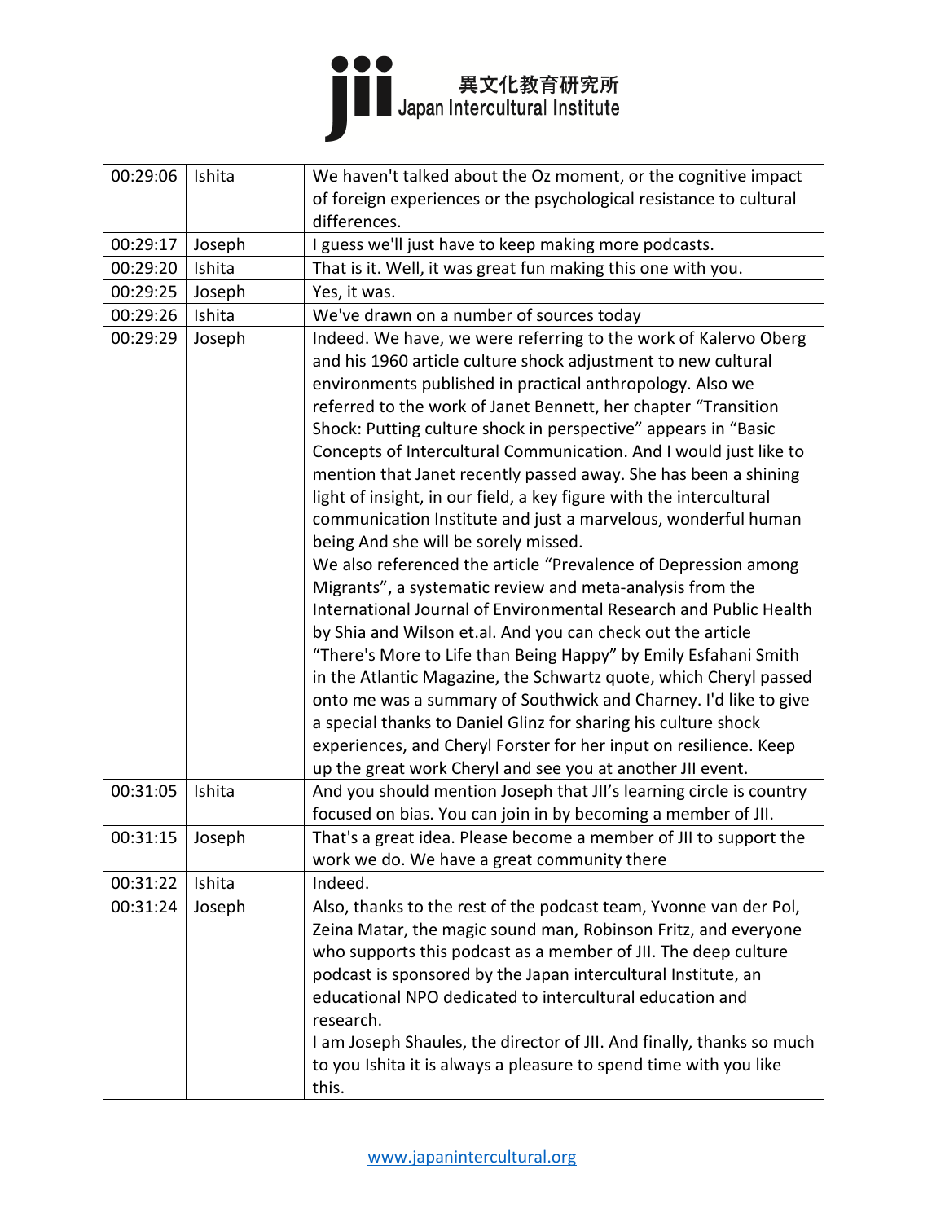| 00:29:06 | Ishita | We haven't talked about the Oz moment, or the cognitive impact of foreign experiences or the psychological resistance to cultural differences. |
|---|---|---|
| 00:29:17 | Joseph | I guess we'll just have to keep making more podcasts. |
| 00:29:20 | Ishita | That is it. Well, it was great fun making this one with you. |
| 00:29:25 | Joseph | Yes, it was. |
| 00:29:26 | Ishita | We've drawn on a number of sources today |
| 00:29:29 | Joseph | Indeed. We have, we were referring to the work of Kalervo Oberg and his 1960 article culture shock adjustment to new cultural environments published in practical anthropology. Also we referred to the work of Janet Bennett, her chapter "Transition Shock: Putting culture shock in perspective" appears in "Basic Concepts of Intercultural Communication. And I would just like to mention that Janet recently passed away. She has been a shining light of insight, in our field, a key figure with the intercultural communication Institute and just a marvelous, wonderful human being And she will be sorely missed.<br>We also referenced the article "Prevalence of Depression among Migrants", a systematic review and meta-analysis from the International Journal of Environmental Research and Public Health by Shia and Wilson et.al. And you can check out the article "There's More to Life than Being Happy" by Emily Esfahani Smith in the Atlantic Magazine, the Schwartz quote, which Cheryl passed onto me was a summary of Southwick and Charney. I'd like to give a special thanks to Daniel Glinz for sharing his culture shock experiences, and Cheryl Forster for her input on resilience. Keep up the great work Cheryl and see you at another JII event. |
| 00:31:05 | Ishita | And you should mention Joseph that JII's learning circle is country focused on bias. You can join in by becoming a member of JII. |
| 00:31:15 | Joseph | That's a great idea. Please become a member of JII to support the work we do. We have a great community there |
| 00:31:22 | Ishita | Indeed. |
| 00:31:24 | Joseph | Also, thanks to the rest of the podcast team, Yvonne van der Pol, Zeina Matar, the magic sound man, Robinson Fritz, and everyone who supports this podcast as a member of JII. The deep culture podcast is sponsored by the Japan intercultural Institute, an educational NPO dedicated to intercultural education and research.<br>I am Joseph Shaules, the director of JII. And finally, thanks so much to you Ishita it is always a pleasure to spend time with you like this. |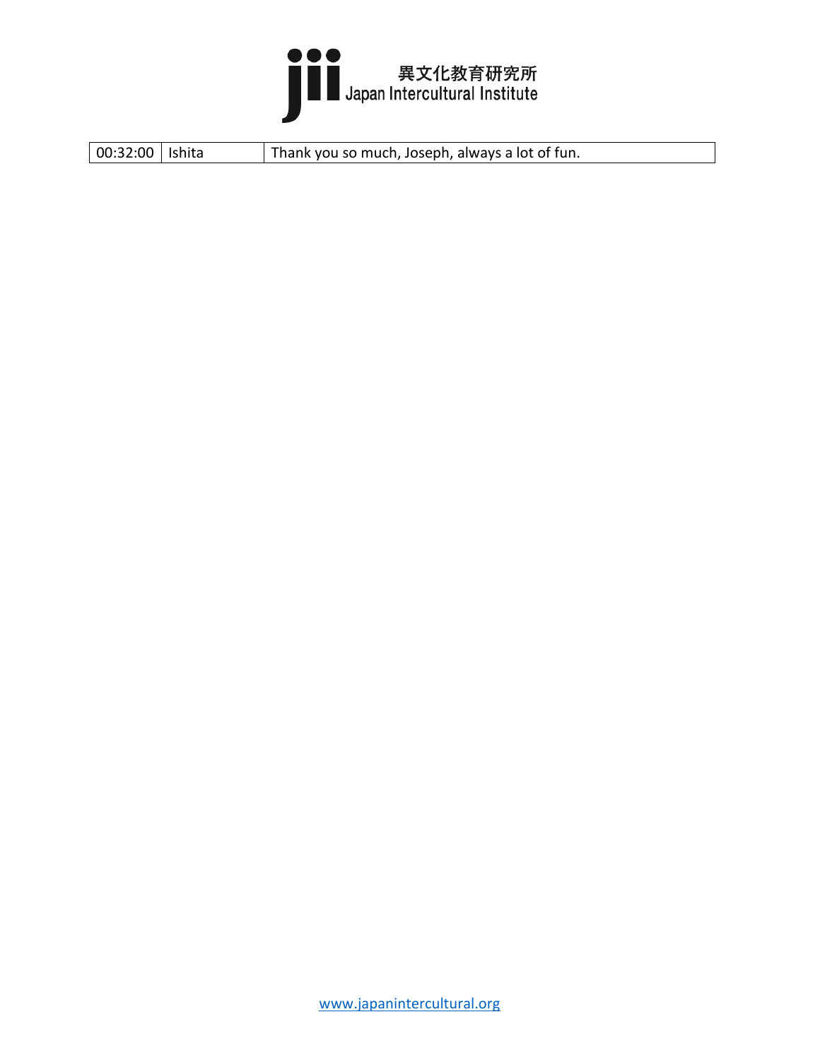| | | |
|---|---|---|
| 00:32:00 | Ishita | Thank you so much, Joseph, always a lot of fun. |